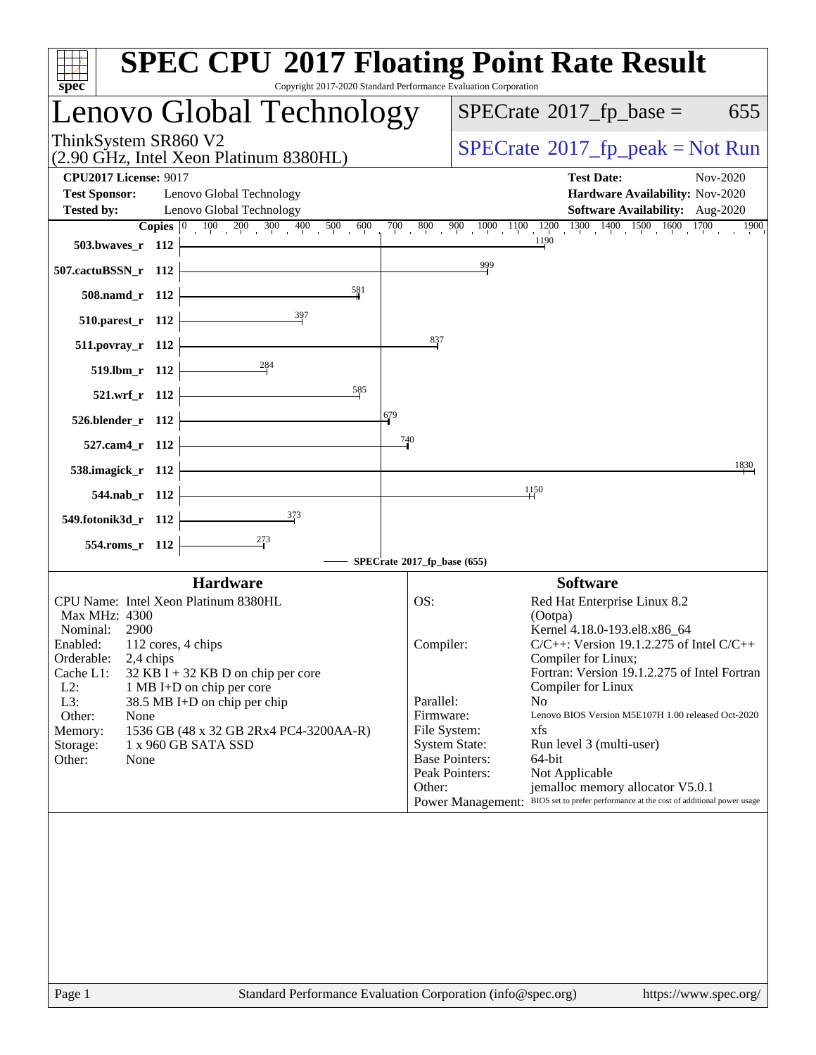# SPEC CPU 2017 Floating Point Rate Result

Copyright 2017-2020 Standard Performance Evaluation Corporation

## Lenovo Global Technology

ThinkSystem SR860 V2
(2.90 GHz, Intel Xeon Platinum 8380HL)

SPECrate 2017_fp_base = 655

SPECrate 2017_fp_peak = Not Run

**CPU2017 License:** 9017
**Test Sponsor:** Lenovo Global Technology
**Tested by:** Lenovo Global Technology

**Test Date:** Nov-2020
**Hardware Availability:** Nov-2020
**Software Availability:** Aug-2020

| Benchmark | Copies | SPECrate 2017_fp_base |
|---|---|---|
| 503.bwaves_r | 112 | 1190 |
| 507.cactuBSSN_r | 112 | 999 |
| 508.namd_r | 112 | 581 |
| 510.parest_r | 112 | 397 |
| 511.povray_r | 112 | 837 |
| 519.lbm_r | 112 | 284 |
| 521.wrf_r | 112 | 585 |
| 526.blender_r | 112 | 679 |
| 527.cam4_r | 112 | 740 |
| 538.imagick_r | 112 | 1830 |
| 544.nab_r | 112 | 1150 |
| 549.fotonik3d_r | 112 | 373 |
| 554.roms_r | 112 | 273 |

SPECrate 2017_fp_base (655)

### Hardware

| | |
|---|---|
| CPU Name: | Intel Xeon Platinum 8380HL |
| Max MHz: | 4300 |
| Nominal: | 2900 |
| Enabled: | 112 cores, 4 chips |
| Orderable: | 2,4 chips |
| Cache L1: | 32 KB I + 32 KB D on chip per core |
| L2: | 1 MB I+D on chip per core |
| L3: | 38.5 MB I+D on chip per chip |
| Other: | None |
| Memory: | 1536 GB (48 x 32 GB 2Rx4 PC4-3200AA-R) |
| Storage: | 1 x 960 GB SATA SSD |
| Other: | None |

### Software

| | |
|---|---|
| OS: | Red Hat Enterprise Linux 8.2 (Ootpa) Kernel 4.18.0-193.el8.x86_64 |
| Compiler: | C/C++: Version 19.1.2.275 of Intel C/C++ Compiler for Linux; Fortran: Version 19.1.2.275 of Intel Fortran Compiler for Linux |
| Parallel: | No |
| Firmware: | Lenovo BIOS Version M5E107H 1.00 released Oct-2020 |
| File System: | xfs |
| System State: | Run level 3 (multi-user) |
| Base Pointers: | 64-bit |
| Peak Pointers: | Not Applicable |
| Other: | jemalloc memory allocator V5.0.1 |
| Power Management: | BIOS set to prefer performance at the cost of additional power usage |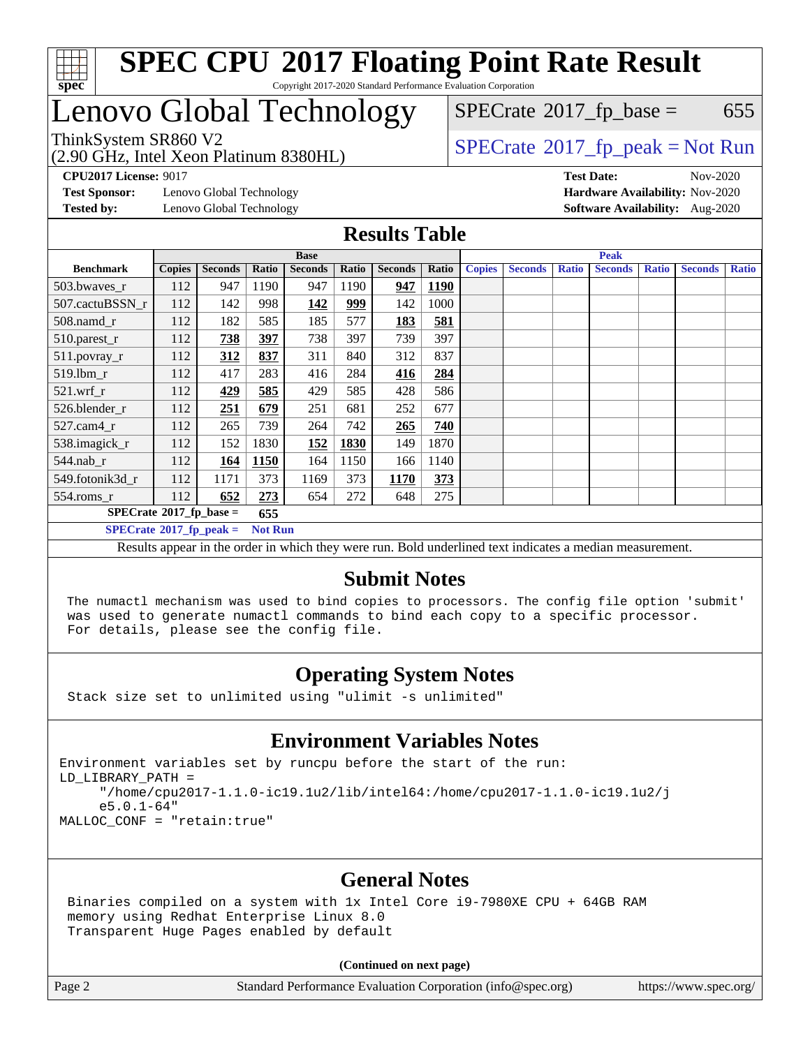# SPEC CPU 2017 Floating Point Rate Result

Copyright 2017-2020 Standard Performance Evaluation Corporation

# Lenovo Global Technology

ThinkSystem SR860 V2
(2.90 GHz, Intel Xeon Platinum 8380HL)

SPECrate 2017_fp_base = 655

SPECrate 2017_fp_peak = Not Run

**CPU2017 License:** 9017
**Test Sponsor:** Lenovo Global Technology
**Tested by:** Lenovo Global Technology

**Test Date:** Nov-2020
**Hardware Availability:** Nov-2020
**Software Availability:** Aug-2020

## Results Table

| Benchmark | Base | | | | | | | Peak | | | | | | |
|---|---|---|---|---|---|---|---|---|---|---|---|---|---|---|
| | Copies | Seconds | Ratio | Seconds | Ratio | Seconds | Ratio | Copies | Seconds | Ratio | Seconds | Ratio | Seconds | Ratio |
| 503.bwaves_r | 112 | 947 | 1190 | 947 | 1190 | **947** | **1190** | | | | | | | |
| 507.cactuBSSN_r | 112 | 142 | 998 | **142** | **999** | 142 | 1000 | | | | | | | |
| 508.namd_r | 112 | 182 | 585 | 185 | 577 | **183** | **581** | | | | | | | |
| 510.parest_r | 112 | **738** | **397** | 738 | 397 | 739 | 397 | | | | | | | |
| 511.povray_r | 112 | **312** | **837** | 311 | 840 | 312 | 837 | | | | | | | |
| 519.lbm_r | 112 | 417 | 283 | 416 | 284 | **416** | **284** | | | | | | | |
| 521.wrf_r | 112 | **429** | **585** | 429 | 585 | 428 | 586 | | | | | | | |
| 526.blender_r | 112 | **251** | **679** | 251 | 681 | 252 | 677 | | | | | | | |
| 527.cam4_r | 112 | 265 | 739 | 264 | 742 | **265** | **740** | | | | | | | |
| 538.imagick_r | 112 | 152 | 1830 | **152** | **1830** | 149 | 1870 | | | | | | | |
| 544.nab_r | 112 | **164** | **1150** | 164 | 1150 | 166 | 1140 | | | | | | | |
| 549.fotonik3d_r | 112 | 1171 | 373 | 1169 | 373 | **1170** | **373** | | | | | | | |
| 554.roms_r | 112 | **652** | **273** | 654 | 272 | 648 | 275 | | | | | | | |

**SPECrate 2017_fp_base = 655**

**SPECrate 2017_fp_peak = Not Run**

Results appear in the order in which they were run. Bold underlined text indicates a median measurement.

## Submit Notes

```
The numactl mechanism was used to bind copies to processors. The config file option 'submit'
was used to generate numactl commands to bind each copy to a specific processor.
For details, please see the config file.
```

## Operating System Notes

```
Stack size set to unlimited using "ulimit -s unlimited"
```

## Environment Variables Notes

```
Environment variables set by runcpu before the start of the run:
LD_LIBRARY_PATH =
     "/home/cpu2017-1.1.0-ic19.1u2/lib/intel64:/home/cpu2017-1.1.0-ic19.1u2/j
     e5.0.1-64"
MALLOC_CONF = "retain:true"
```

## General Notes

```
Binaries compiled on a system with 1x Intel Core i9-7980XE CPU + 64GB RAM
memory using Redhat Enterprise Linux 8.0
Transparent Huge Pages enabled by default
```

**(Continued on next page)**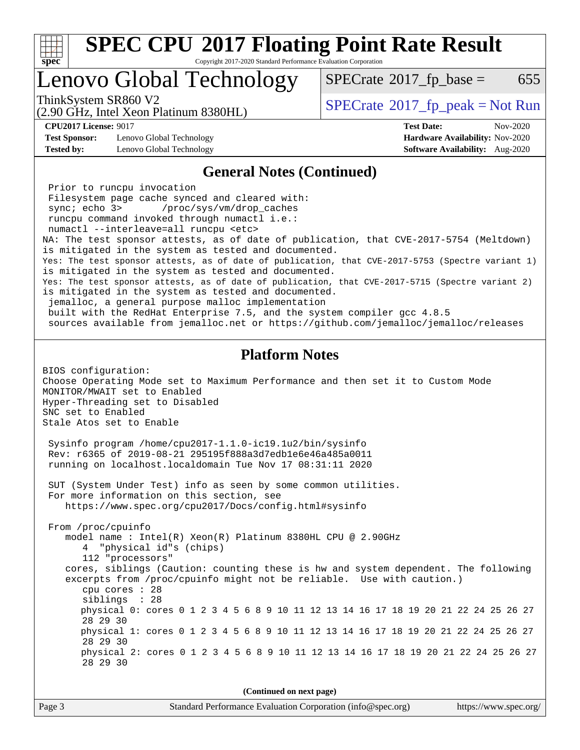## General Notes (Continued)

```
 Prior to runcpu invocation
 Filesystem page cache synced and cleared with:
 sync; echo 3>       /proc/sys/vm/drop_caches
 runcpu command invoked through numactl i.e.:
 numactl --interleave=all runcpu <etc>
NA: The test sponsor attests, as of date of publication, that CVE-2017-5754 (Meltdown)
is mitigated in the system as tested and documented.
Yes: The test sponsor attests, as of date of publication, that CVE-2017-5753 (Spectre variant 1)
is mitigated in the system as tested and documented.
Yes: The test sponsor attests, as of date of publication, that CVE-2017-5715 (Spectre variant 2)
is mitigated in the system as tested and documented.
 jemalloc, a general purpose malloc implementation
 built with the RedHat Enterprise 7.5, and the system compiler gcc 4.8.5
 sources available from jemalloc.net or https://github.com/jemalloc/jemalloc/releases
```

## Platform Notes

```
BIOS configuration:
Choose Operating Mode set to Maximum Performance and then set it to Custom Mode
MONITOR/MWAIT set to Enabled
Hyper-Threading set to Disabled
SNC set to Enabled
Stale Atos set to Enable

 Sysinfo program /home/cpu2017-1.1.0-ic19.1u2/bin/sysinfo
 Rev: r6365 of 2019-08-21 295195f888a3d7edb1e6e46a485a0011
 running on localhost.localdomain Tue Nov 17 08:31:11 2020

 SUT (System Under Test) info as seen by some common utilities.
 For more information on this section, see
    https://www.spec.org/cpu2017/Docs/config.html#sysinfo

 From /proc/cpuinfo
    model name : Intel(R) Xeon(R) Platinum 8380HL CPU @ 2.90GHz
       4  "physical id"s (chips)
       112 "processors"
    cores, siblings (Caution: counting these is hw and system dependent. The following
    excerpts from /proc/cpuinfo might not be reliable.  Use with caution.)
       cpu cores : 28
       siblings  : 28
       physical 0: cores 0 1 2 3 4 5 6 8 9 10 11 12 13 14 16 17 18 19 20 21 22 24 25 26 27
       28 29 30
       physical 1: cores 0 1 2 3 4 5 6 8 9 10 11 12 13 14 16 17 18 19 20 21 22 24 25 26 27
       28 29 30
       physical 2: cores 0 1 2 3 4 5 6 8 9 10 11 12 13 14 16 17 18 19 20 21 22 24 25 26 27
       28 29 30
```

(Continued on next page)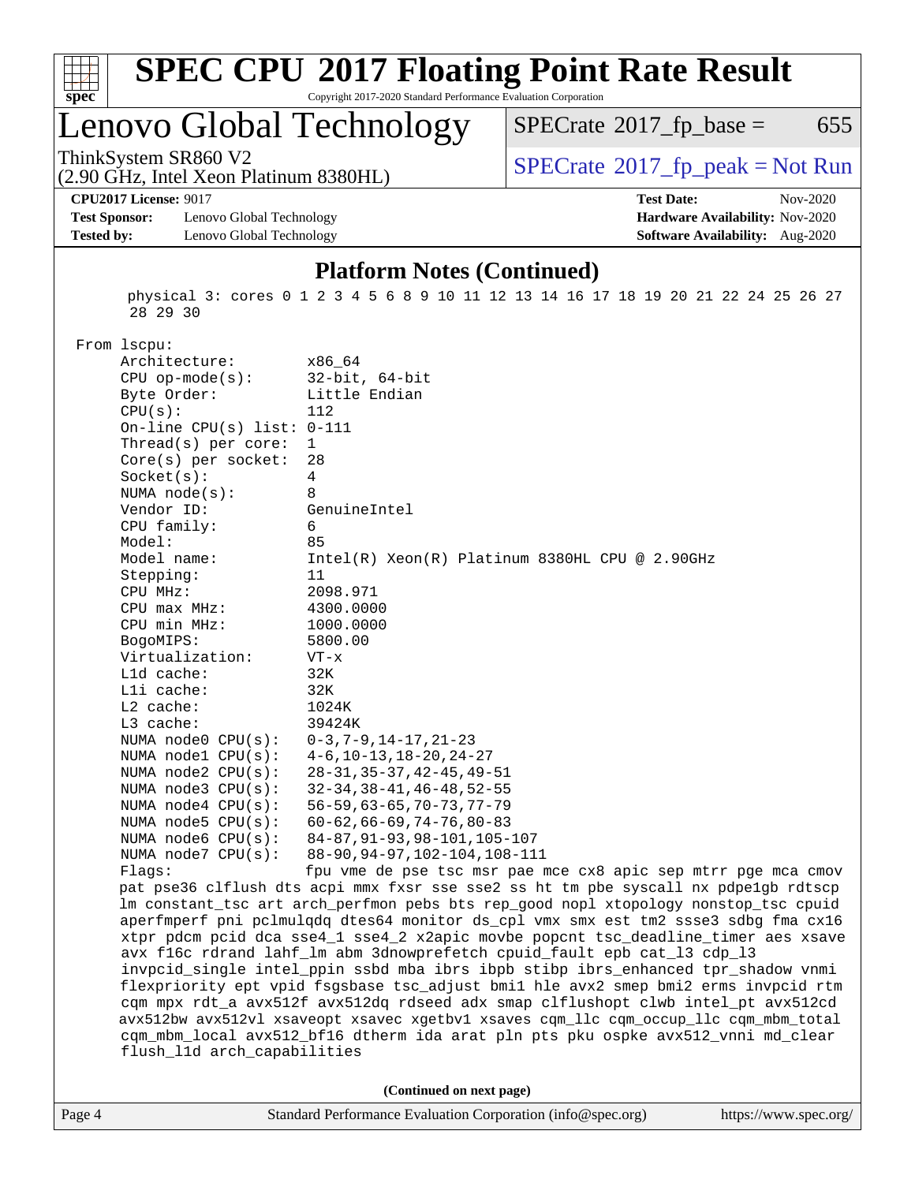## Platform Notes (Continued)

```
   physical 3: cores 0 1 2 3 4 5 6 8 9 10 11 12 13 14 16 17 18 19 20 21 22 24 25 26 27
   28 29 30

From lscpu:
     Architecture:          x86_64
     CPU op-mode(s):        32-bit, 64-bit
     Byte Order:            Little Endian
     CPU(s):                112
     On-line CPU(s) list: 0-111
     Thread(s) per core:  1
     Core(s) per socket:  28
     Socket(s):             4
     NUMA node(s):          8
     Vendor ID:             GenuineIntel
     CPU family:            6
     Model:                 85
     Model name:            Intel(R) Xeon(R) Platinum 8380HL CPU @ 2.90GHz
     Stepping:              11
     CPU MHz:               2098.971
     CPU max MHz:           4300.0000
     CPU min MHz:           1000.0000
     BogoMIPS:              5800.00
     Virtualization:        VT-x
     L1d cache:             32K
     L1i cache:             32K
     L2 cache:              1024K
     L3 cache:              39424K
     NUMA node0 CPU(s):     0-3,7-9,14-17,21-23
     NUMA node1 CPU(s):     4-6,10-13,18-20,24-27
     NUMA node2 CPU(s):     28-31,35-37,42-45,49-51
     NUMA node3 CPU(s):     32-34,38-41,46-48,52-55
     NUMA node4 CPU(s):     56-59,63-65,70-73,77-79
     NUMA node5 CPU(s):     60-62,66-69,74-76,80-83
     NUMA node6 CPU(s):     84-87,91-93,98-101,105-107
     NUMA node7 CPU(s):     88-90,94-97,102-104,108-111
     Flags:                 fpu vme de pse tsc msr pae mce cx8 apic sep mtrr pge mca cmov
     pat pse36 clflush dts acpi mmx fxsr sse sse2 ss ht tm pbe syscall nx pdpe1gb rdtscp
     lm constant_tsc art arch_perfmon pebs bts rep_good nopl xtopology nonstop_tsc cpuid
     aperfmperf pni pclmulqdq dtes64 monitor ds_cpl vmx smx est tm2 ssse3 sdbg fma cx16
     xtpr pdcm pcid dca sse4_1 sse4_2 x2apic movbe popcnt tsc_deadline_timer aes xsave
     avx f16c rdrand lahf_lm abm 3dnowprefetch cpuid_fault epb cat_l3 cdp_l3
     invpcid_single intel_ppin ssbd mba ibrs ibpb stibp ibrs_enhanced tpr_shadow vnmi
     flexpriority ept vpid fsgsbase tsc_adjust bmi1 hle avx2 smep bmi2 erms invpcid rtm
     cqm mpx rdt_a avx512f avx512dq rdseed adx smap clflushopt clwb intel_pt avx512cd
     avx512bw avx512vl xsaveopt xsavec xgetbv1 xsaves cqm_llc cqm_occup_llc cqm_mbm_total
     cqm_mbm_local avx512_bf16 dtherm ida arat pln pts pku ospke avx512_vnni md_clear
     flush_l1d arch_capabilities
```

**(Continued on next page)**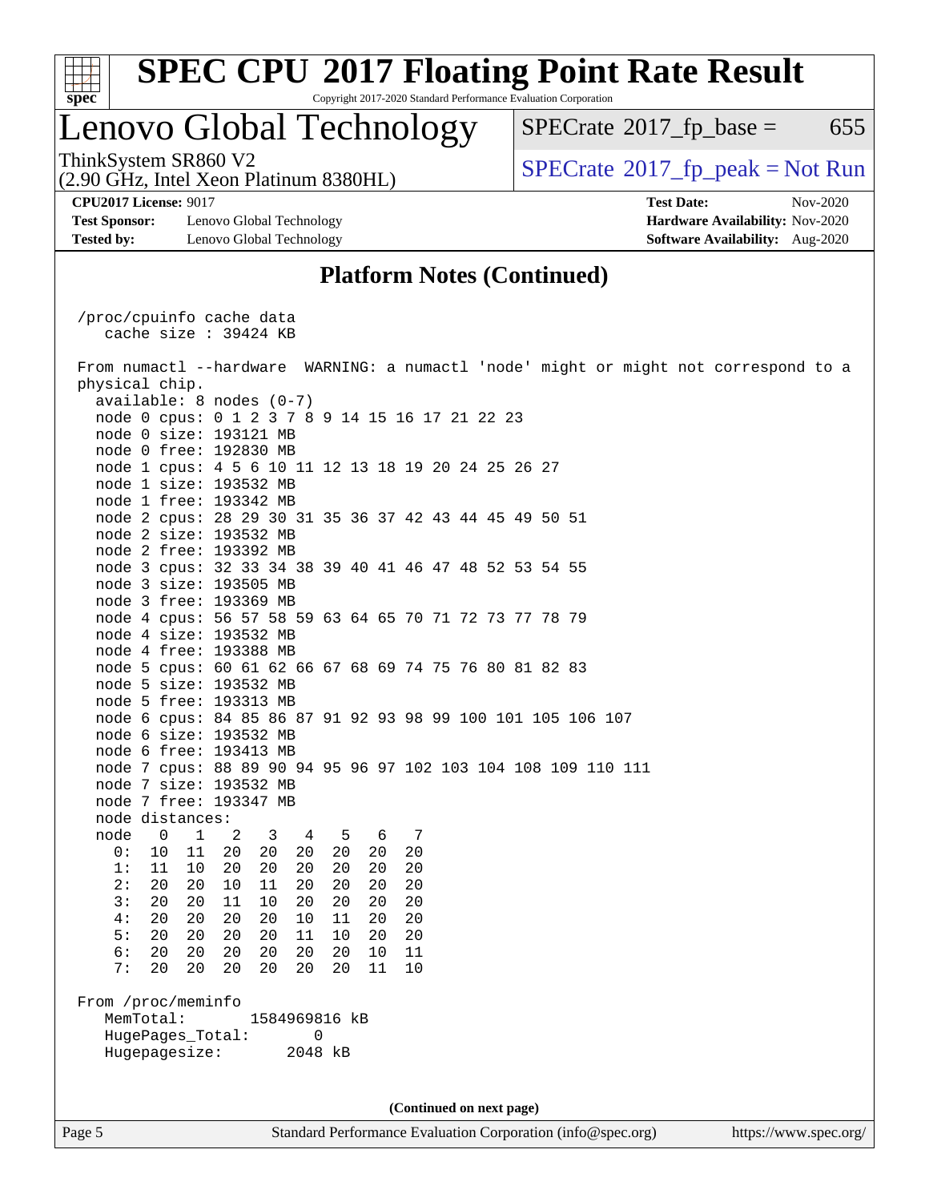# SPEC CPU 2017 Floating Point Rate Result

Copyright 2017-2020 Standard Performance Evaluation Corporation

# Lenovo Global Technology

ThinkSystem SR860 V2
(2.90 GHz, Intel Xeon Platinum 8380HL)

SPECrate 2017_fp_base = 655

SPECrate 2017_fp_peak = Not Run

**CPU2017 License:** 9017
**Test Sponsor:** Lenovo Global Technology
**Tested by:** Lenovo Global Technology

**Test Date:** Nov-2020
**Hardware Availability:** Nov-2020
**Software Availability:** Aug-2020

## Platform Notes (Continued)

```
 /proc/cpuinfo cache data
    cache size : 39424 KB

 From numactl --hardware  WARNING: a numactl 'node' might or might not correspond to a
 physical chip.
   available: 8 nodes (0-7)
   node 0 cpus: 0 1 2 3 7 8 9 14 15 16 17 21 22 23
   node 0 size: 193121 MB
   node 0 free: 192830 MB
   node 1 cpus: 4 5 6 10 11 12 13 18 19 20 24 25 26 27
   node 1 size: 193532 MB
   node 1 free: 193342 MB
   node 2 cpus: 28 29 30 31 35 36 37 42 43 44 45 49 50 51
   node 2 size: 193532 MB
   node 2 free: 193392 MB
   node 3 cpus: 32 33 34 38 39 40 41 46 47 48 52 53 54 55
   node 3 size: 193505 MB
   node 3 free: 193369 MB
   node 4 cpus: 56 57 58 59 63 64 65 70 71 72 73 77 78 79
   node 4 size: 193532 MB
   node 4 free: 193388 MB
   node 5 cpus: 60 61 62 66 67 68 69 74 75 76 80 81 82 83
   node 5 size: 193532 MB
   node 5 free: 193313 MB
   node 6 cpus: 84 85 86 87 91 92 93 98 99 100 101 105 106 107
   node 6 size: 193532 MB
   node 6 free: 193413 MB
   node 7 cpus: 88 89 90 94 95 96 97 102 103 104 108 109 110 111
   node 7 size: 193532 MB
   node 7 free: 193347 MB
   node distances:
   node   0   1   2   3   4   5   6   7
     0:  10  11  20  20  20  20  20  20
     1:  11  10  20  20  20  20  20  20
     2:  20  20  10  11  20  20  20  20
     3:  20  20  11  10  20  20  20  20
     4:  20  20  20  20  10  11  20  20
     5:  20  20  20  20  11  10  20  20
     6:  20  20  20  20  20  20  10  11
     7:  20  20  20  20  20  20  11  10

 From /proc/meminfo
    MemTotal:       1584969816 kB
    HugePages_Total:       0
    Hugepagesize:       2048 kB
```

**(Continued on next page)**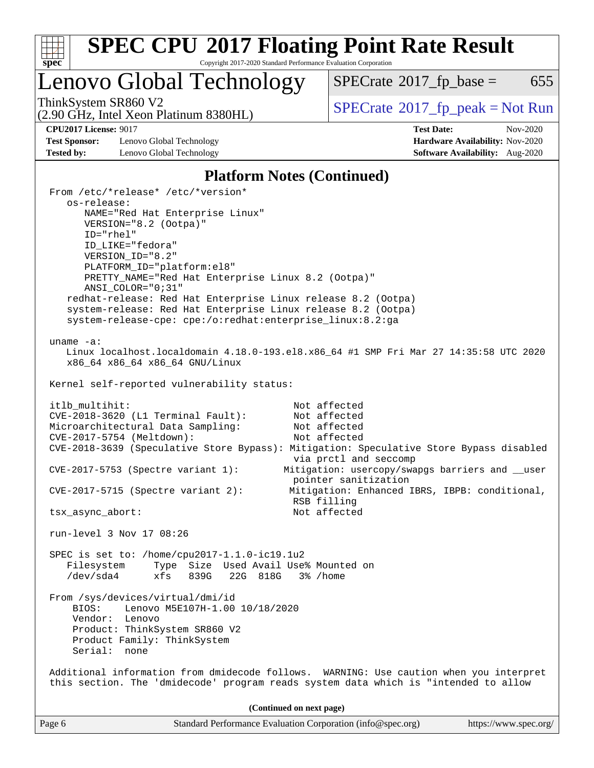## Platform Notes (Continued)

```
From /etc/*release* /etc/*version*
   os-release:
      NAME="Red Hat Enterprise Linux"
      VERSION="8.2 (Ootpa)"
      ID="rhel"
      ID_LIKE="fedora"
      VERSION_ID="8.2"
      PLATFORM_ID="platform:el8"
      PRETTY_NAME="Red Hat Enterprise Linux 8.2 (Ootpa)"
      ANSI_COLOR="0;31"
   redhat-release: Red Hat Enterprise Linux release 8.2 (Ootpa)
   system-release: Red Hat Enterprise Linux release 8.2 (Ootpa)
   system-release-cpe: cpe:/o:redhat:enterprise_linux:8.2:ga

uname -a:
   Linux localhost.localdomain 4.18.0-193.el8.x86_64 #1 SMP Fri Mar 27 14:35:58 UTC 2020
   x86_64 x86_64 x86_64 GNU/Linux

Kernel self-reported vulnerability status:

itlb_multihit:                                         Not affected
CVE-2018-3620 (L1 Terminal Fault):                     Not affected
Microarchitectural Data Sampling:                      Not affected
CVE-2017-5754 (Meltdown):                              Not affected
CVE-2018-3639 (Speculative Store Bypass): Mitigation: Speculative Store Bypass disabled
                                                       via prctl and seccomp
CVE-2017-5753 (Spectre variant 1):                   Mitigation: usercopy/swapgs barriers and __user
                                                       pointer sanitization
CVE-2017-5715 (Spectre variant 2):                    Mitigation: Enhanced IBRS, IBPB: conditional,
                                                       RSB filling
tsx_async_abort:                                       Not affected

run-level 3 Nov 17 08:26

SPEC is set to: /home/cpu2017-1.1.0-ic19.1u2
   Filesystem     Type  Size  Used Avail Use% Mounted on
   /dev/sda4      xfs   839G   22G  818G   3% /home

From /sys/devices/virtual/dmi/id
    BIOS:    Lenovo M5E107H-1.00 10/18/2020
    Vendor:  Lenovo
    Product: ThinkSystem SR860 V2
    Product Family: ThinkSystem
    Serial:  none

Additional information from dmidecode follows.  WARNING: Use caution when you interpret
this section. The 'dmidecode' program reads system data which is "intended to allow
```

(Continued on next page)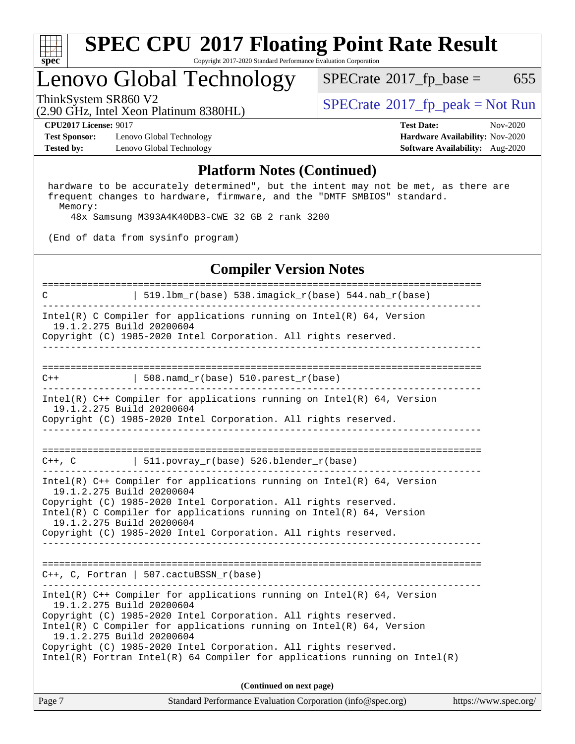## Platform Notes (Continued)

```
 hardware to be accurately determined", but the intent may not be met, as there are
 frequent changes to hardware, firmware, and the "DMTF SMBIOS" standard.
   Memory:
     48x Samsung M393A4K40DB3-CWE 32 GB 2 rank 3200

 (End of data from sysinfo program)
```

## Compiler Version Notes

```
==============================================================================
C               | 519.lbm_r(base) 538.imagick_r(base) 544.nab_r(base)
------------------------------------------------------------------------------
Intel(R) C Compiler for applications running on Intel(R) 64, Version
  19.1.2.275 Build 20200604
Copyright (C) 1985-2020 Intel Corporation. All rights reserved.
------------------------------------------------------------------------------

==============================================================================
C++             | 508.namd_r(base) 510.parest_r(base)
------------------------------------------------------------------------------
Intel(R) C++ Compiler for applications running on Intel(R) 64, Version
  19.1.2.275 Build 20200604
Copyright (C) 1985-2020 Intel Corporation. All rights reserved.
------------------------------------------------------------------------------

==============================================================================
C++, C          | 511.povray_r(base) 526.blender_r(base)
------------------------------------------------------------------------------
Intel(R) C++ Compiler for applications running on Intel(R) 64, Version
  19.1.2.275 Build 20200604
Copyright (C) 1985-2020 Intel Corporation. All rights reserved.
Intel(R) C Compiler for applications running on Intel(R) 64, Version
  19.1.2.275 Build 20200604
Copyright (C) 1985-2020 Intel Corporation. All rights reserved.
------------------------------------------------------------------------------

==============================================================================
C++, C, Fortran | 507.cactuBSSN_r(base)
------------------------------------------------------------------------------
Intel(R) C++ Compiler for applications running on Intel(R) 64, Version
  19.1.2.275 Build 20200604
Copyright (C) 1985-2020 Intel Corporation. All rights reserved.
Intel(R) C Compiler for applications running on Intel(R) 64, Version
  19.1.2.275 Build 20200604
Copyright (C) 1985-2020 Intel Corporation. All rights reserved.
Intel(R) Fortran Intel(R) 64 Compiler for applications running on Intel(R)
```

**(Continued on next page)**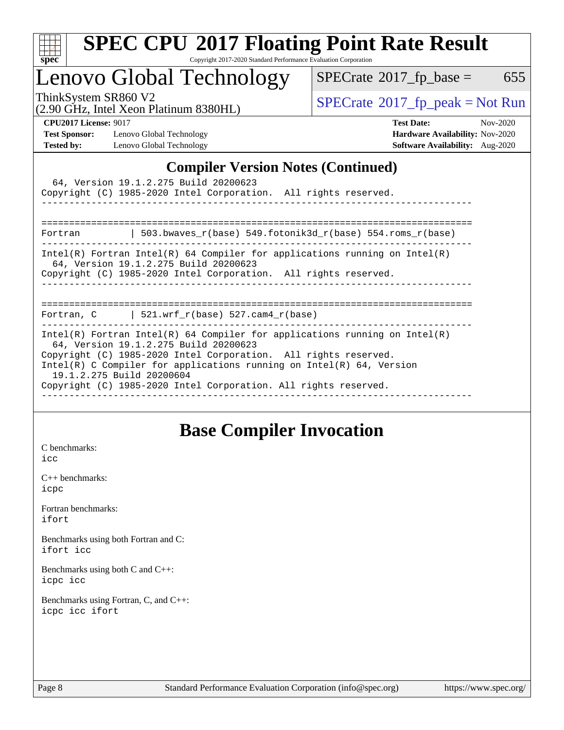# Lenovo Global Technology

ThinkSystem SR860 V2
(2.90 GHz, Intel Xeon Platinum 8380HL)

SPECrate 2017_fp_base = 655

SPECrate 2017_fp_peak = Not Run

**CPU2017 License:** 9017
**Test Sponsor:** Lenovo Global Technology
**Tested by:** Lenovo Global Technology

**Test Date:** Nov-2020
**Hardware Availability:** Nov-2020
**Software Availability:** Aug-2020

## Compiler Version Notes (Continued)

```
  64, Version 19.1.2.275 Build 20200623
Copyright (C) 1985-2020 Intel Corporation.  All rights reserved.
------------------------------------------------------------------------------

==============================================================================
Fortran         | 503.bwaves_r(base) 549.fotonik3d_r(base) 554.roms_r(base)
------------------------------------------------------------------------------
Intel(R) Fortran Intel(R) 64 Compiler for applications running on Intel(R)
  64, Version 19.1.2.275 Build 20200623
Copyright (C) 1985-2020 Intel Corporation.  All rights reserved.
------------------------------------------------------------------------------

==============================================================================
Fortran, C      | 521.wrf_r(base) 527.cam4_r(base)
------------------------------------------------------------------------------
Intel(R) Fortran Intel(R) 64 Compiler for applications running on Intel(R)
  64, Version 19.1.2.275 Build 20200623
Copyright (C) 1985-2020 Intel Corporation.  All rights reserved.
Intel(R) C Compiler for applications running on Intel(R) 64, Version
  19.1.2.275 Build 20200604
Copyright (C) 1985-2020 Intel Corporation. All rights reserved.
------------------------------------------------------------------------------
```

## Base Compiler Invocation

C benchmarks:
icc

C++ benchmarks:
icpc

Fortran benchmarks:
ifort

Benchmarks using both Fortran and C:
ifort icc

Benchmarks using both C and C++:
icpc icc

Benchmarks using Fortran, C, and C++:
icpc icc ifort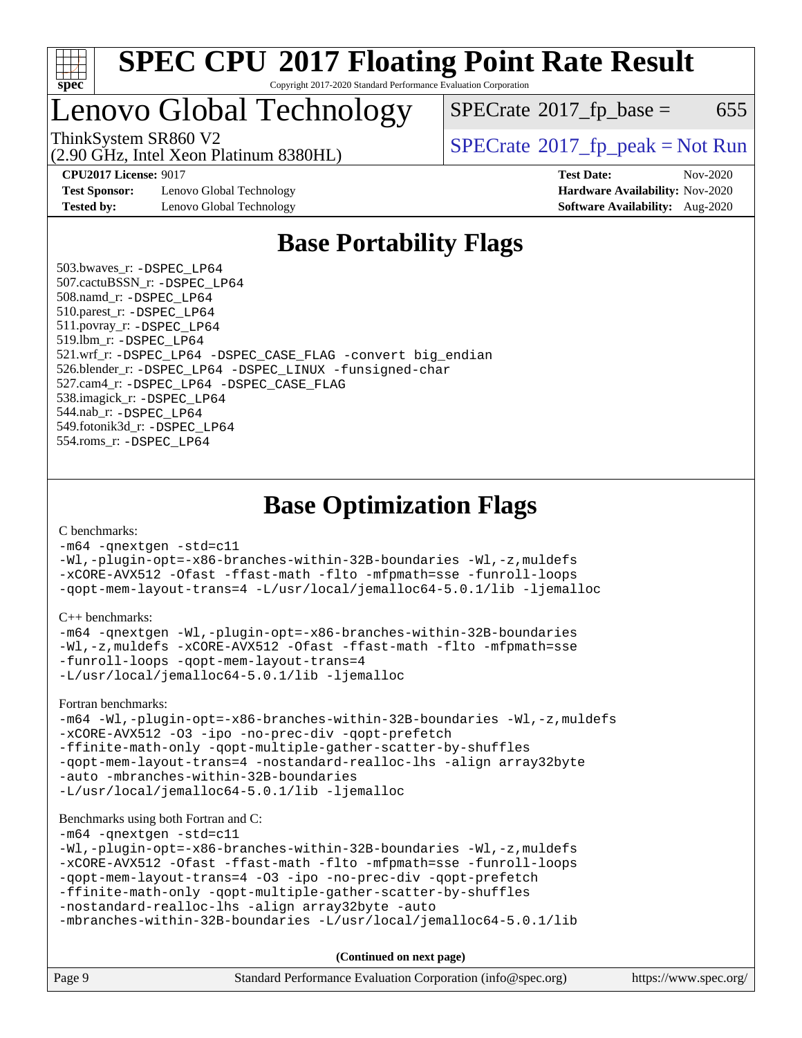# Base Portability Flags

503.bwaves_r: -DSPEC_LP64
507.cactuBSSN_r: -DSPEC_LP64
508.namd_r: -DSPEC_LP64
510.parest_r: -DSPEC_LP64
511.povray_r: -DSPEC_LP64
519.lbm_r: -DSPEC_LP64
521.wrf_r: -DSPEC_LP64 -DSPEC_CASE_FLAG -convert big_endian
526.blender_r: -DSPEC_LP64 -DSPEC_LINUX -funsigned-char
527.cam4_r: -DSPEC_LP64 -DSPEC_CASE_FLAG
538.imagick_r: -DSPEC_LP64
544.nab_r: -DSPEC_LP64
549.fotonik3d_r: -DSPEC_LP64
554.roms_r: -DSPEC_LP64

# Base Optimization Flags

C benchmarks:

```
-m64 -qnextgen -std=c11
-Wl,-plugin-opt=-x86-branches-within-32B-boundaries -Wl,-z,muldefs
-xCORE-AVX512 -Ofast -ffast-math -flto -mfpmath=sse -funroll-loops
-qopt-mem-layout-trans=4 -L/usr/local/jemalloc64-5.0.1/lib -ljemalloc
```

C++ benchmarks:

```
-m64 -qnextgen -Wl,-plugin-opt=-x86-branches-within-32B-boundaries
-Wl,-z,muldefs -xCORE-AVX512 -Ofast -ffast-math -flto -mfpmath=sse
-funroll-loops -qopt-mem-layout-trans=4
-L/usr/local/jemalloc64-5.0.1/lib -ljemalloc
```

Fortran benchmarks:

```
-m64 -Wl,-plugin-opt=-x86-branches-within-32B-boundaries -Wl,-z,muldefs
-xCORE-AVX512 -O3 -ipo -no-prec-div -qopt-prefetch
-ffinite-math-only -qopt-multiple-gather-scatter-by-shuffles
-qopt-mem-layout-trans=4 -nostandard-realloc-lhs -align array32byte
-auto -mbranches-within-32B-boundaries
-L/usr/local/jemalloc64-5.0.1/lib -ljemalloc
```

Benchmarks using both Fortran and C:

```
-m64 -qnextgen -std=c11
-Wl,-plugin-opt=-x86-branches-within-32B-boundaries -Wl,-z,muldefs
-xCORE-AVX512 -Ofast -ffast-math -flto -mfpmath=sse -funroll-loops
-qopt-mem-layout-trans=4 -O3 -ipo -no-prec-div -qopt-prefetch
-ffinite-math-only -qopt-multiple-gather-scatter-by-shuffles
-nostandard-realloc-lhs -align array32byte -auto
-mbranches-within-32B-boundaries -L/usr/local/jemalloc64-5.0.1/lib
```

**(Continued on next page)**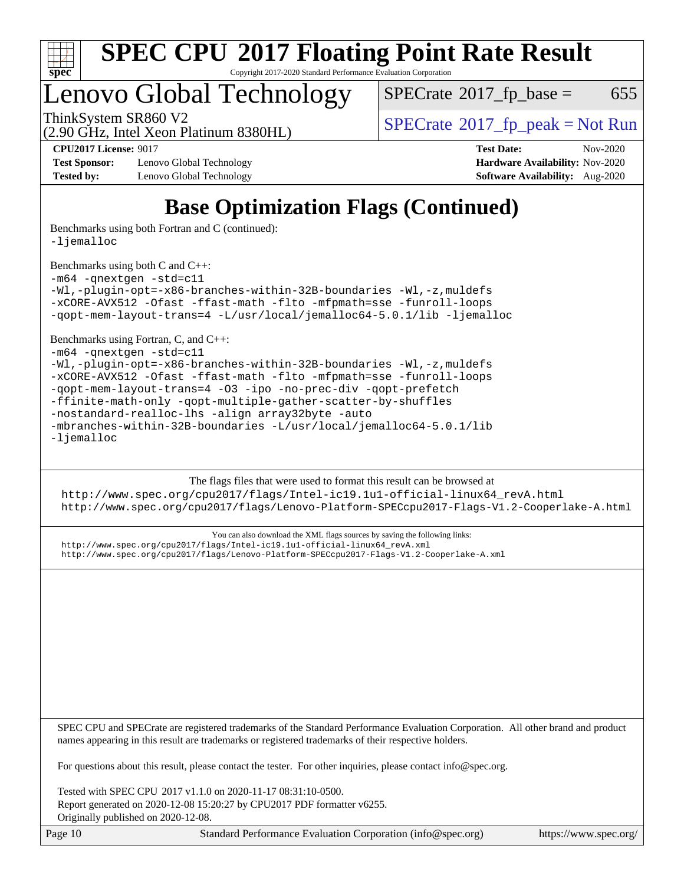# Base Optimization Flags (Continued)

Benchmarks using both Fortran and C (continued):

```
-ljemalloc
```

Benchmarks using both C and C++:

```
-m64 -qnextgen -std=c11
-Wl,-plugin-opt=-x86-branches-within-32B-boundaries -Wl,-z,muldefs
-xCORE-AVX512 -Ofast -ffast-math -flto -mfpmath=sse -funroll-loops
-qopt-mem-layout-trans=4 -L/usr/local/jemalloc64-5.0.1/lib -ljemalloc
```

Benchmarks using Fortran, C, and C++:

```
-m64 -qnextgen -std=c11
-Wl,-plugin-opt=-x86-branches-within-32B-boundaries -Wl,-z,muldefs
-xCORE-AVX512 -Ofast -ffast-math -flto -mfpmath=sse -funroll-loops
-qopt-mem-layout-trans=4 -O3 -ipo -no-prec-div -qopt-prefetch
-ffinite-math-only -qopt-multiple-gather-scatter-by-shuffles
-nostandard-realloc-lhs -align array32byte -auto
-mbranches-within-32B-boundaries -L/usr/local/jemalloc64-5.0.1/lib
-ljemalloc
```

The flags files that were used to format this result can be browsed at

http://www.spec.org/cpu2017/flags/Intel-ic19.1u1-official-linux64_revA.html
http://www.spec.org/cpu2017/flags/Lenovo-Platform-SPECcpu2017-Flags-V1.2-Cooperlake-A.html

You can also download the XML flags sources by saving the following links:

http://www.spec.org/cpu2017/flags/Intel-ic19.1u1-official-linux64_revA.xml
http://www.spec.org/cpu2017/flags/Lenovo-Platform-SPECcpu2017-Flags-V1.2-Cooperlake-A.xml

SPEC CPU and SPECrate are registered trademarks of the Standard Performance Evaluation Corporation. All other brand and product names appearing in this result are trademarks or registered trademarks of their respective holders.

For questions about this result, please contact the tester. For other inquiries, please contact info@spec.org.

Tested with SPEC CPU 2017 v1.1.0 on 2020-11-17 08:31:10-0500.
Report generated on 2020-12-08 15:20:27 by CPU2017 PDF formatter v6255.
Originally published on 2020-12-08.